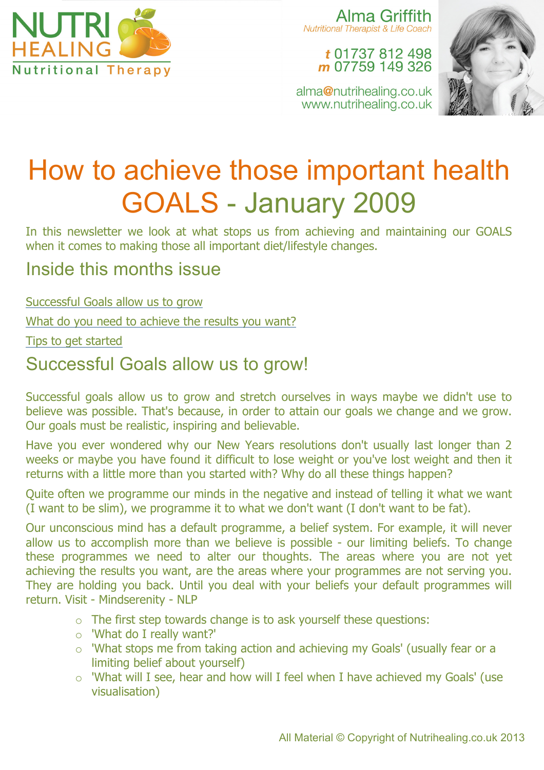NUTRI HEALING Nutritional Therapy

Alma Griffith
*Nutritional Therapist & Life Coach*

*t* 01737 812 498
*m* 07759 149 326

alma@nutrihealing.co.uk
www.nutrihealing.co.uk

# How to achieve those important health GOALS - January 2009

In this newsletter we look at what stops us from achieving and maintaining our GOALS when it comes to making those all important diet/lifestyle changes.

## Inside this months issue

Successful Goals allow us to grow

What do you need to achieve the results you want?

Tips to get started

## Successful Goals allow us to grow!

Successful goals allow us to grow and stretch ourselves in ways maybe we didn't use to believe was possible. That's because, in order to attain our goals we change and we grow. Our goals must be realistic, inspiring and believable.

Have you ever wondered why our New Years resolutions don't usually last longer than 2 weeks or maybe you have found it difficult to lose weight or you've lost weight and then it returns with a little more than you started with? Why do all these things happen?

Quite often we programme our minds in the negative and instead of telling it what we want (I want to be slim), we programme it to what we don't want (I don't want to be fat).

Our unconscious mind has a default programme, a belief system. For example, it will never allow us to accomplish more than we believe is possible - our limiting beliefs. To change these programmes we need to alter our thoughts. The areas where you are not yet achieving the results you want, are the areas where your programmes are not serving you. They are holding you back. Until you deal with your beliefs your default programmes will return. Visit - Mindserenity - NLP

- The first step towards change is to ask yourself these questions:
- 'What do I really want?'
- 'What stops me from taking action and achieving my Goals' (usually fear or a limiting belief about yourself)
- 'What will I see, hear and how will I feel when I have achieved my Goals' (use visualisation)

All Material © Copyright of Nutrihealing.co.uk 2013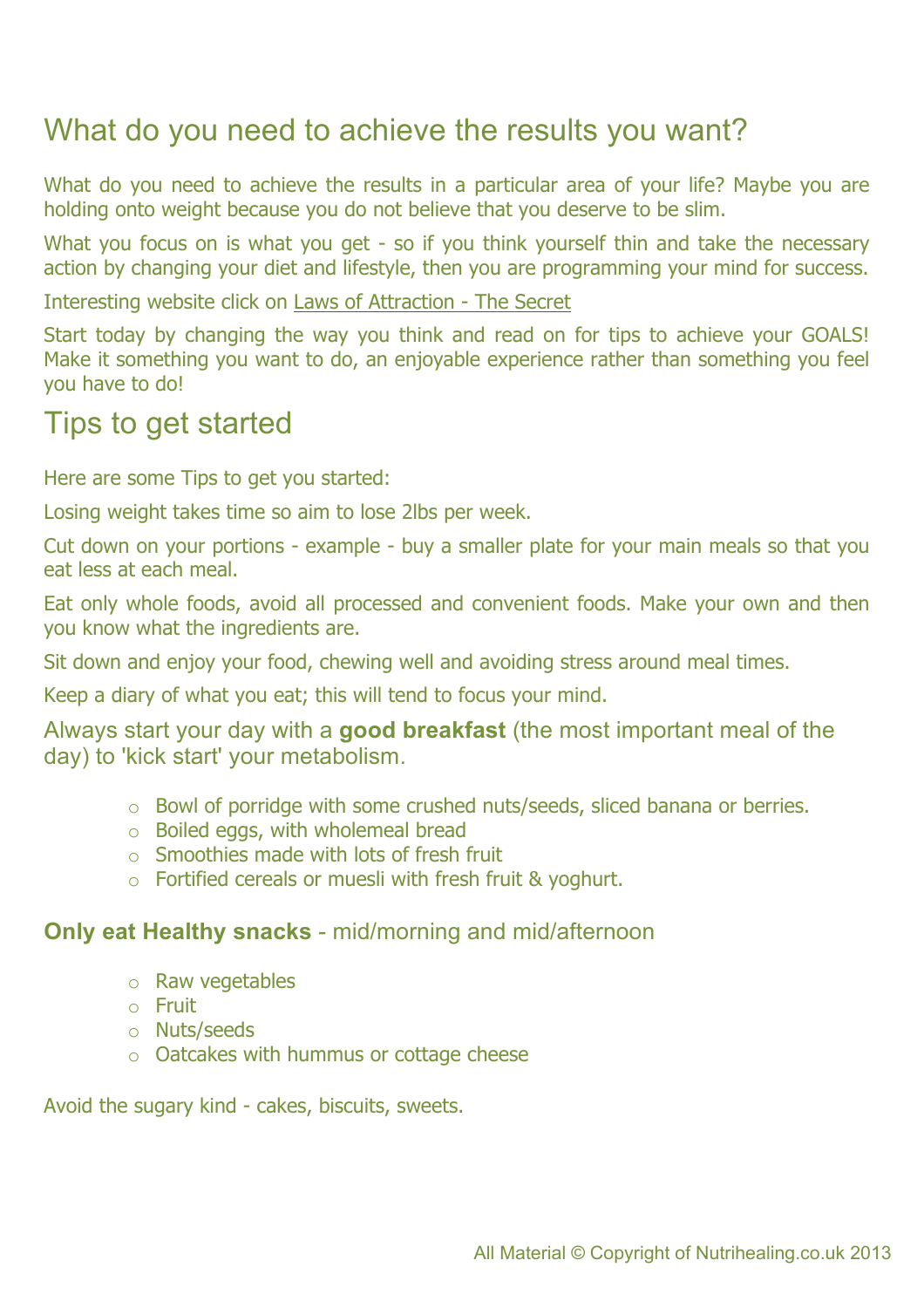## What do you need to achieve the results you want?

What do you need to achieve the results in a particular area of your life? Maybe you are holding onto weight because you do not believe that you deserve to be slim.

What you focus on is what you get - so if you think yourself thin and take the necessary action by changing your diet and lifestyle, then you are programming your mind for success.

Interesting website click on Laws of Attraction - The Secret

Start today by changing the way you think and read on for tips to achieve your GOALS! Make it something you want to do, an enjoyable experience rather than something you feel you have to do!

## Tips to get started

Here are some Tips to get you started:

Losing weight takes time so aim to lose 2lbs per week.

Cut down on your portions - example - buy a smaller plate for your main meals so that you eat less at each meal.

Eat only whole foods, avoid all processed and convenient foods. Make your own and then you know what the ingredients are.

Sit down and enjoy your food, chewing well and avoiding stress around meal times.

Keep a diary of what you eat; this will tend to focus your mind.

Always start your day with a **good breakfast** (the most important meal of the day) to 'kick start' your metabolism.

- Bowl of porridge with some crushed nuts/seeds, sliced banana or berries.
- Boiled eggs, with wholemeal bread
- Smoothies made with lots of fresh fruit
- Fortified cereals or muesli with fresh fruit & yoghurt.

**Only eat Healthy snacks** - mid/morning and mid/afternoon

- Raw vegetables
- Fruit
- Nuts/seeds
- Oatcakes with hummus or cottage cheese

Avoid the sugary kind - cakes, biscuits, sweets.

All Material © Copyright of Nutrihealing.co.uk 2013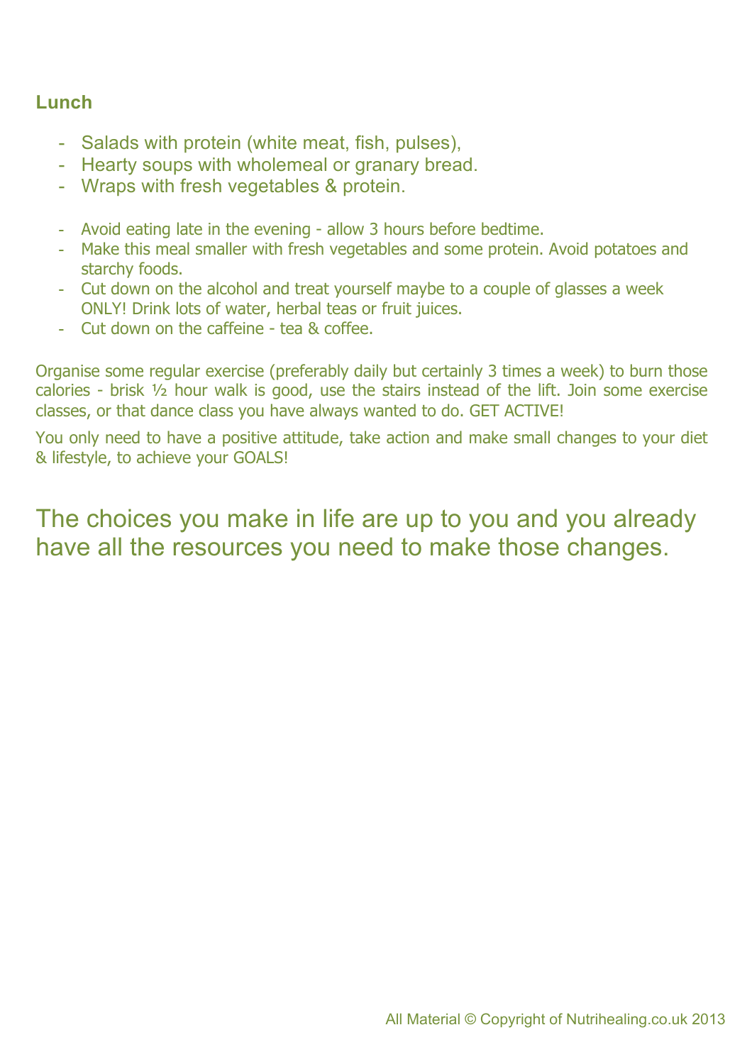### Lunch

- Salads with protein (white meat, fish, pulses),
- Hearty soups with wholemeal or granary bread.
- Wraps with fresh vegetables & protein.

- Avoid eating late in the evening - allow 3 hours before bedtime.
- Make this meal smaller with fresh vegetables and some protein. Avoid potatoes and starchy foods.
- Cut down on the alcohol and treat yourself maybe to a couple of glasses a week ONLY! Drink lots of water, herbal teas or fruit juices.
- Cut down on the caffeine - tea & coffee.

Organise some regular exercise (preferably daily but certainly 3 times a week) to burn those calories - brisk ½ hour walk is good, use the stairs instead of the lift. Join some exercise classes, or that dance class you have always wanted to do. GET ACTIVE!

You only need to have a positive attitude, take action and make small changes to your diet & lifestyle, to achieve your GOALS!

## The choices you make in life are up to you and you already have all the resources you need to make those changes.

All Material © Copyright of Nutrihealing.co.uk 2013